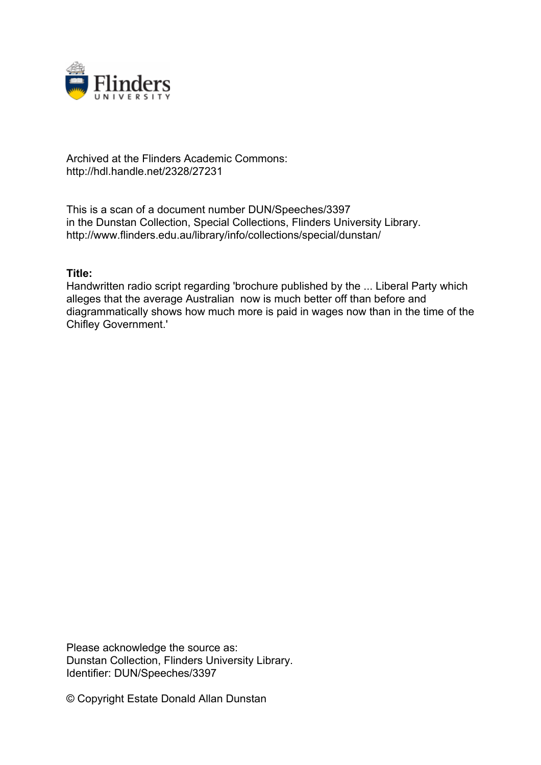Archived at the Flinders Academic Commons:
http://hdl.handle.net/2328/27231

This is a scan of a document number DUN/Speeches/3397
in the Dunstan Collection, Special Collections, Flinders University Library.
http://www.flinders.edu.au/library/info/collections/special/dunstan/

**Title:**
Handwritten radio script regarding 'brochure published by the ... Liberal Party which alleges that the average Australian now is much better off than before and diagrammatically shows how much more is paid in wages now than in the time of the Chifley Government.'

Please acknowledge the source as:
Dunstan Collection, Flinders University Library.
Identifier: DUN/Speeches/3397

© Copyright Estate Donald Allan Dunstan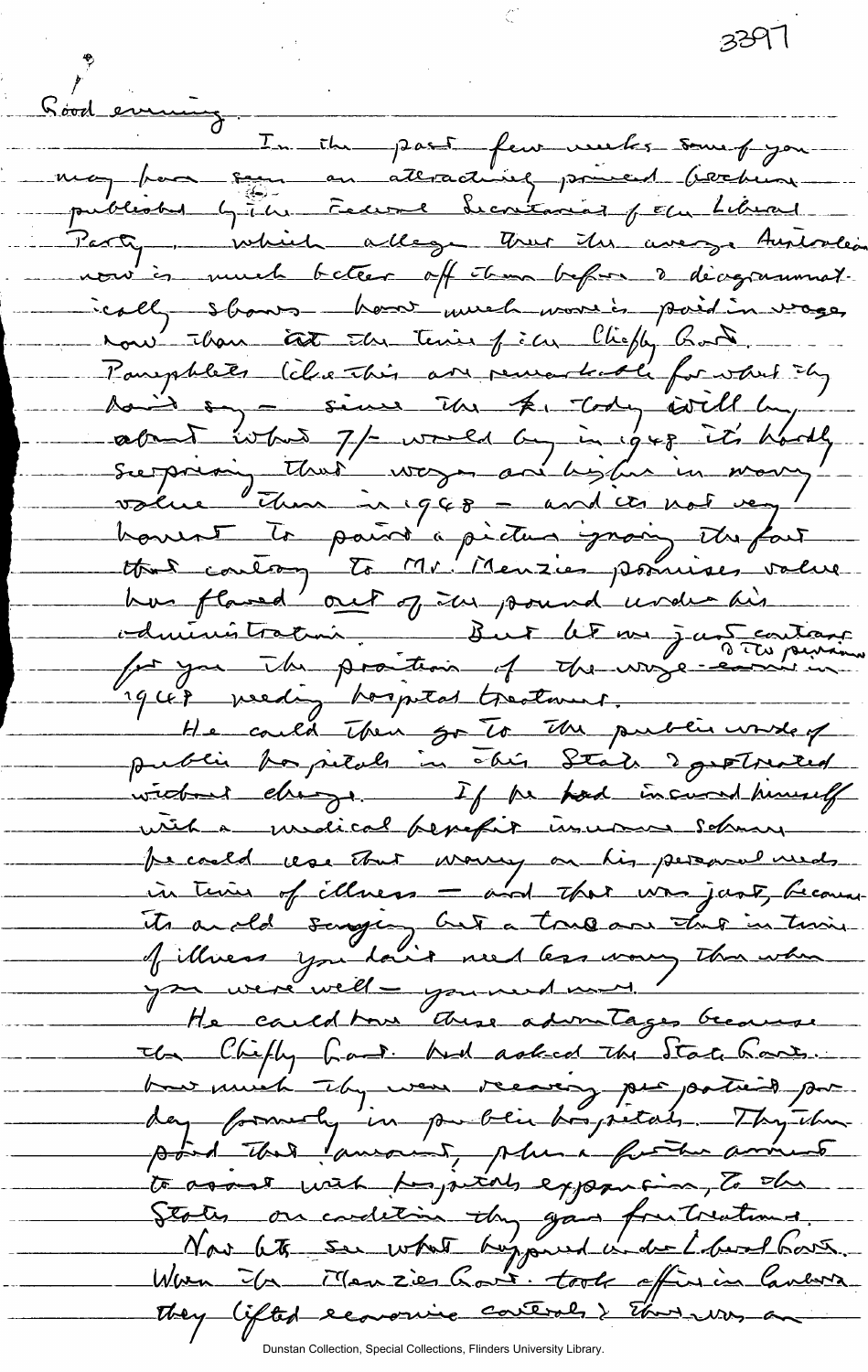Good evening.

In the past few weeks some of you may have seen an attractive printed brochure published by the Federal Secretariat of the Liberal Party, which alleges that the average Australian now is much better off than before & diagrammatically shows how much more is paid in wages now than at the time of the Chifley Govt. Pamphlets like this are remarkable for what they don't say – since the £1 today will buy about what 7/- would buy in 1948 it's hardly surprising that wages are higher in money value than in 1948 – and its not very honest to paint a picture ignoring the fact that contrary to Mr. Menzies promises value has flowed out of the pound under his administration. But let me just contrast for you the position of the wage-earner in 1948 ~~the person~~ needing hospital treatment.

He could then go to the public wards of public hospitals in this State & get treated without charge. If he had insured himself with a medical benefit insurance scheme he could use that money on his personal needs in time of illness – and that was just, because its an old saying but a true one that in time of illness you don't need less money than when you were well – you need more.

He could have these advantages because the Chifley Govt. had asked the State Govts. how much they were receiving per patient per day formerly in public hospitals. They then paid that amount, plus a further amount to assist with hospitals expansion, to the States on condition they gave free treatment.

Now let's see what happened under the Liberal Govt. When the Menzies Govt. took office in Canberra they lifted economic controls & there was an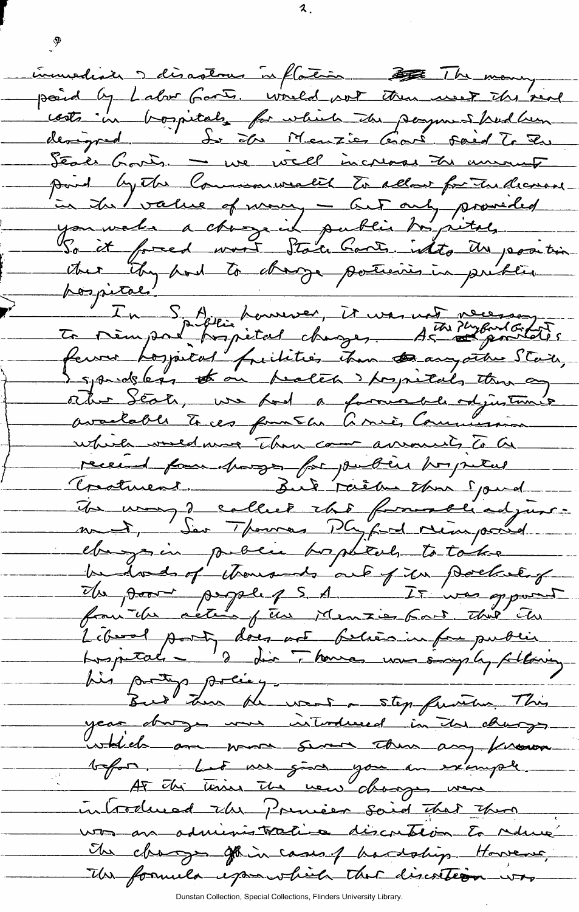immediate & disastrous inflation. The money paid by Labor Govts. would not then meet the real costs in hospitals, for which the payments had been designed. So the Menzies Govt. said to the State Govts. – we will increase the amount paid by the Commonwealth to allow for the decrease in the value of money – but only provided you make a charge in public hospitals. So it forced most State Govts. into the position that they had to charge patients in public hospitals.

In S.A., however, it was not necessary to reimpose public hospital charges. As the Playford Govt. provides fewer hospital facilities than any other State, & spends less on health & hospitals than any other State, we had a favourable adjustment available to us from the Grants Commission which would more than cover amounts to be received from charges for public hospital treatment. But rather than spend the money & collect that favourable adjustment, Sir Thomas Playford reimposed charges in public hospitals to take hundreds of thousands out of the pockets of the poorer people of S.A. It was apparent from the action of the Menzies Govt. that the Liberal party does not believe in free public hospitals – & Sir Thomas was simply following his party's policy.

But then he went a step further. This year charges were introduced in the charges which are more severe than any known before. Let me give you an example.

At the time the new charges were introduced the Premier said that there was an administrative discretion to reduce the charges in cases of hardship. However, the formula upon which that discretion was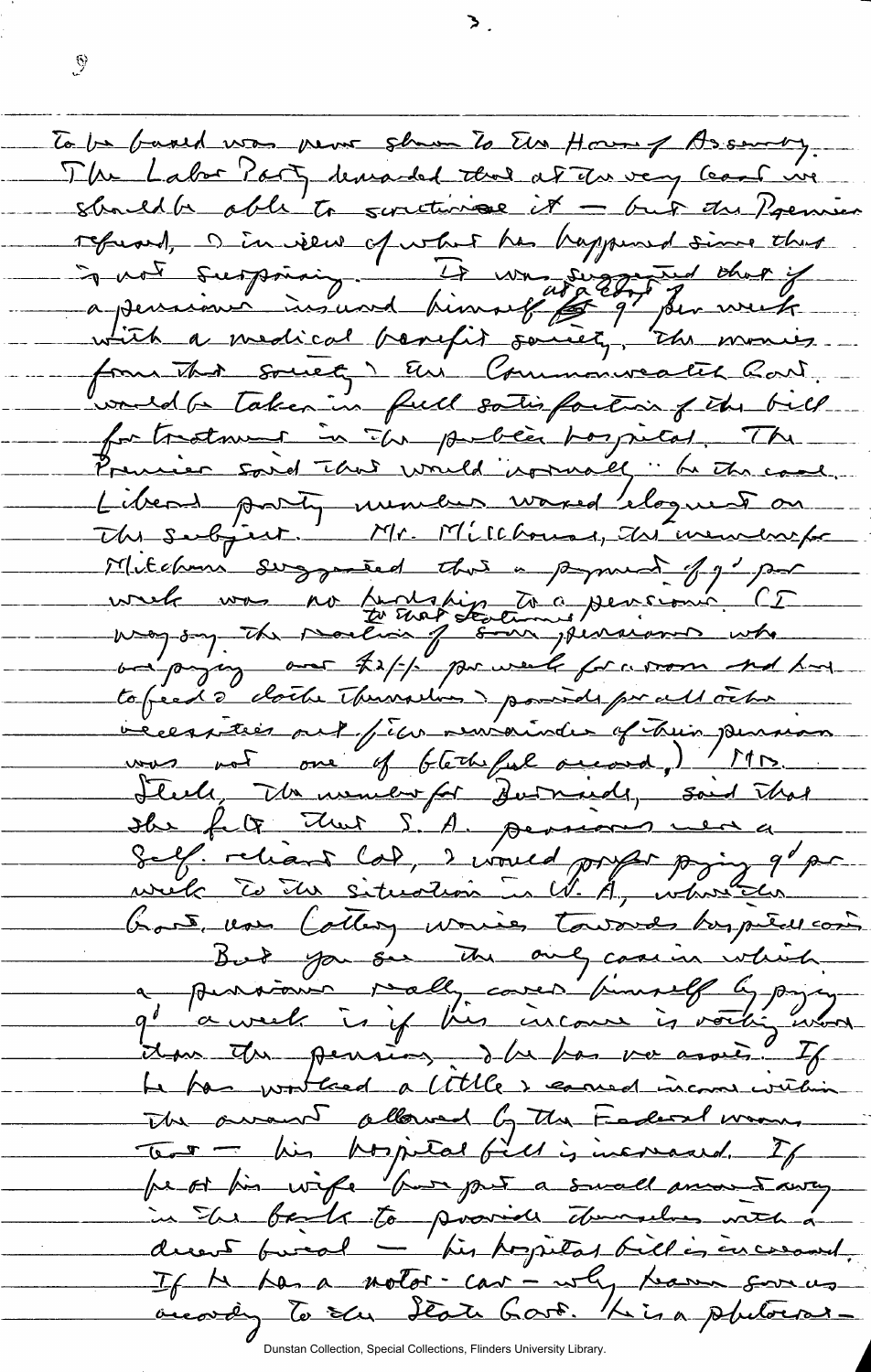to be based was never shown to the House of Assembly. The Labor Party demanded that at the very least we should be able to scrutinise it – but the Premier refused, & in view of what has happened since that is not surprising. It was suggested that if a pensioner insured himself at a cost of 9d per week with a medical benefit society, the monies from that society & the Commonwealth Govt. would be taken in full satisfaction of the bill for treatment in the public hospital. The Premier said that would normally be the case. Liberal party members waxed eloquent on this subject. Mr. Millhouse, the member for Mitcham suggested that a payment of 9d per week was no hardship to a pensioner. (I may say the reaction of some pensioners to that statement who are paying over £2/-/- per week for a room and had to feed & clothe themselves & provide for all other necessities out of the remainder of their pension was not one of bl-thful accord.) Mrs. Steele, the member for Burnside, said that she felt that S.A. pensioners were a self-reliant lot, & would prefer paying 9d per week to the situation in W.A. where the Govt. uses Lottery monies towards hospital costs. But you see the only case in which a pensioner really covers himself by paying 9d a week is if his income is nothing more than the pension, & he has no assets. If he has worked a little & earned income within the amount allowed by the Federal means test – his hospital bill is increased. If he & his wife have put a small amount away in the bank to provide themselves with a decent burial – his hospital bill is increased. If he has a motor-car – why heaven save us according to the State Govt. he is a plutocrat –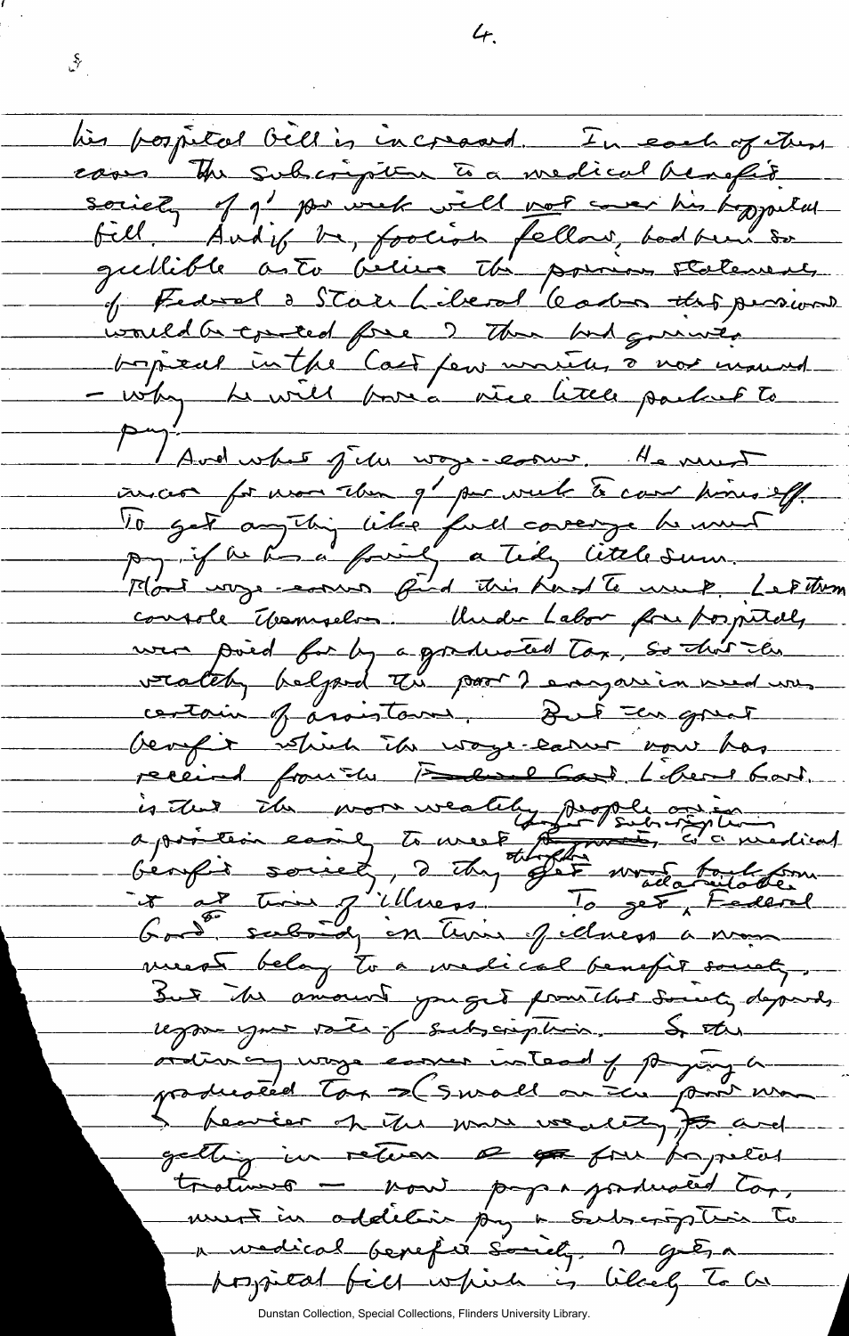his hospital bill is increased. In each of these cases the subscription to a medical benefit society of 9/- per week will not cover his hospital bill. And if he, foolish fellow, had been so gullible as to believe the previous statements of Federal & State Liberal leaders that pensioners would be granted free & then had gone into hospital in the last few months & not insured — why he will have a nice little packet to pay!

And what of the wage-earner. He must insure for more than 9/- per week to cover himself. To get anything like full coverage he must pay, if he has a family, a tidy little sum. Most wage-earners find this hard to meet. Let them console themselves. Under Labor free hospitals were paid for by a graduated tax, so that the wealthy helped the poor & everyone in need was certain of assistance. But the great benefit which the wage-earner now has received from the Federal Govt Liberal Govt. is that the more wealthy people are in a position easily to meet larger subscriptions to a medical benefit society, & they thereby get most advantage from it at time of illness. To get Federal Govt. subsidy in time of illness a man must belong to a medical benefit society. But the amount you get from the society depends upon your rate of subscription. So the ordinary wage earner instead of paying a graduated tax — (small on the poor man & heavier on the more wealthy) and getting in return free hospital treatment — now pays a graduated tax, must in addition pay a subscription to a medical benefit society, & gets a hospital bill which is likely to be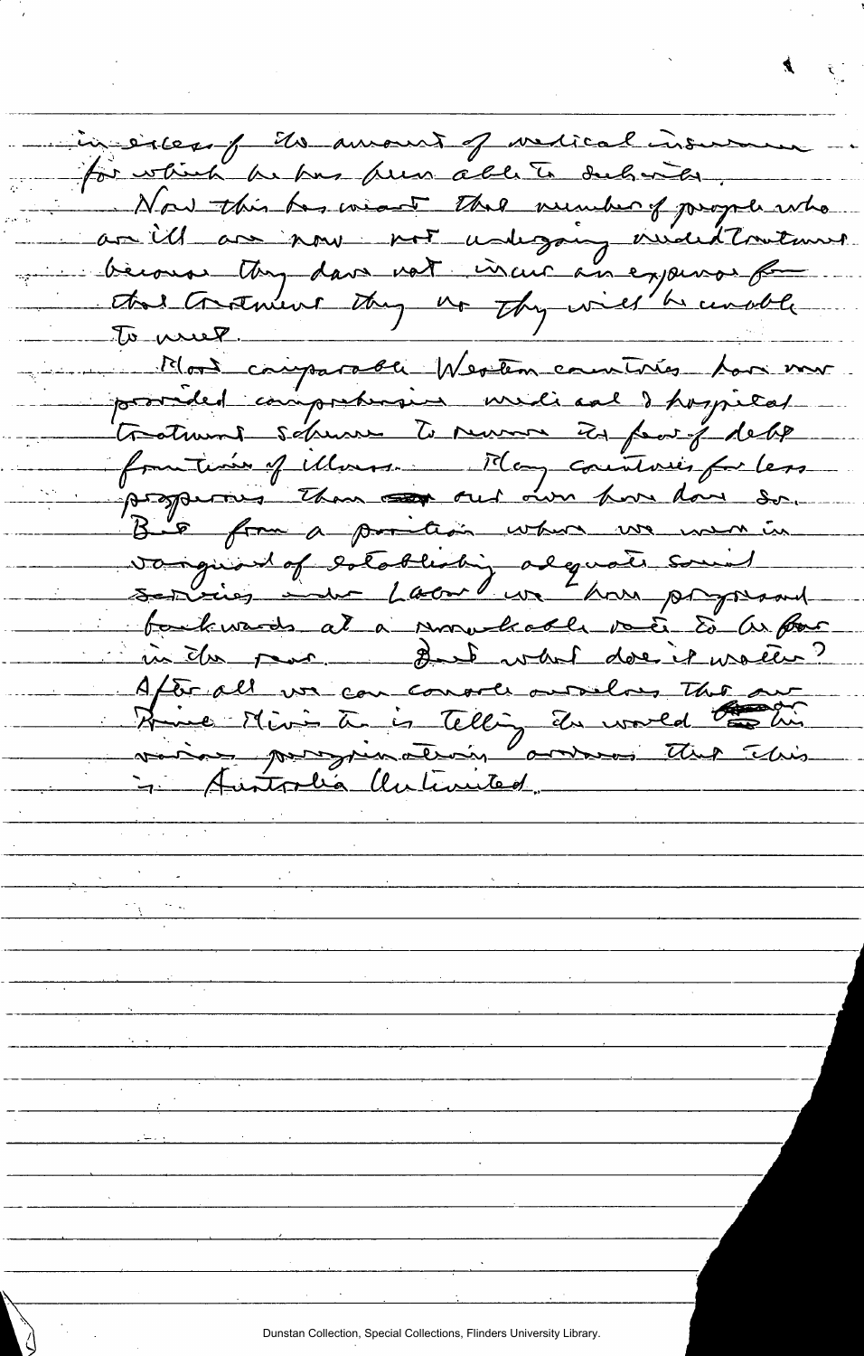in excess of the amount of medical insurance for which he has been able to subscribe.

Now this has meant that number of people who are ill are now not undergoing needed treatment because they dare not incur an expense for that treatment they no they will be unable to meet.

Most comparable Western countries have now provided comprehensive medical & hospital treatment schemes to remove the fear of debt from time of illness. Many countries far less prosperous than out own have done so. But from a position where we were in vanguard of establishing adequate social services under Labor we have progressed backwards at a remarkable rate to be far in the rear. But what does it matter? After all we can console ourselves that our Prime Minister is telling the world on his various peregrinations overseas that this is Australia Unlimited.